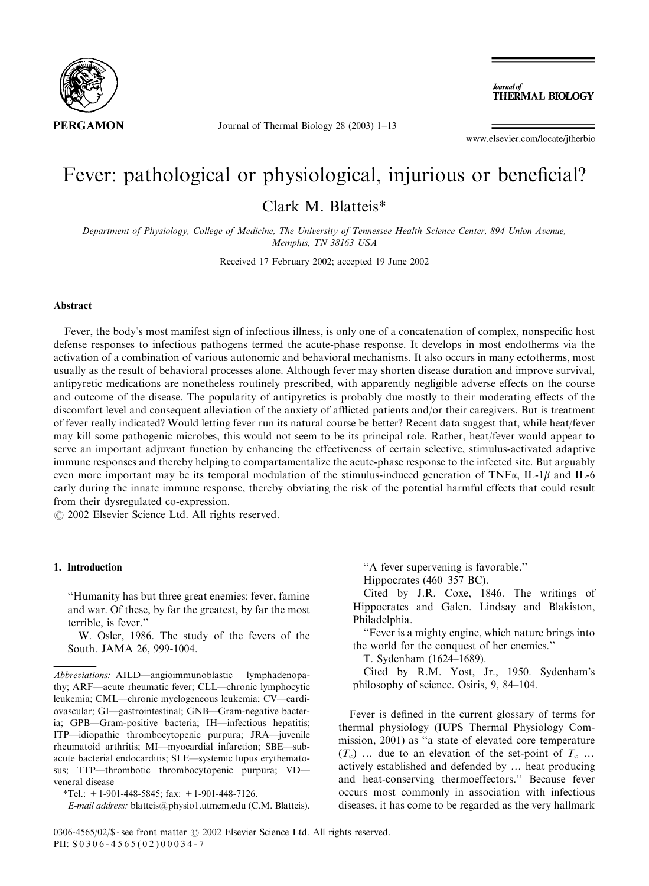# Fever: pathological or physiological, injurious or beneficial?

Clark M. Blatteis*

*Department of Physiology, College of Medicine, The University of Tennessee Health Science Center, 894 Union Avenue, Memphis, TN 38163 USA*

Received 17 February 2002; accepted 19 June 2002

## Abstract

Fever, the body's most manifest sign of infectious illness, is only one of a concatenation of complex, nonspecific host defense responses to infectious pathogens termed the acute-phase response. It develops in most endotherms via the activation of a combination of various autonomic and behavioral mechanisms. It also occurs in many ectotherms, most usually as the result of behavioral processes alone. Although fever may shorten disease duration and improve survival, antipyretic medications are nonetheless routinely prescribed, with apparently negligible adverse effects on the course and outcome of the disease. The popularity of antipyretics is probably due mostly to their moderating effects of the discomfort level and consequent alleviation of the anxiety of afflicted patients and/or their caregivers. But is treatment of fever really indicated? Would letting fever run its natural course be better? Recent data suggest that, while heat/fever may kill some pathogenic microbes, this would not seem to be its principal role. Rather, heat/fever would appear to serve an important adjuvant function by enhancing the effectiveness of certain selective, stimulus-activated adaptive immune responses and thereby helping to compartamentalize the acute-phase response to the infected site. But arguably even more important may be its temporal modulation of the stimulus-induced generation of TNF$\alpha$, IL-1$\beta$ and IL-6 early during the innate immune response, thereby obviating the risk of the potential harmful effects that could result from their dysregulated co-expression.

© 2002 Elsevier Science Ltd. All rights reserved.

## 1. Introduction

"Humanity has but three great enemies: fever, famine and war. Of these, by far the greatest, by far the most terrible, is fever."

W. Osler, 1986. The study of the fevers of the South. JAMA 26, 999-1004.

"A fever supervening is favorable."

Hippocrates (460–357 BC).

Cited by J.R. Coxe, 1846. The writings of Hippocrates and Galen. Lindsay and Blakiston, Philadelphia.

"Fever is a mighty engine, which nature brings into the world for the conquest of her enemies."

T. Sydenham (1624–1689).

Cited by R.M. Yost, Jr., 1950. Sydenham's philosophy of science. Osiris, 9, 84–104.

Fever is defined in the current glossary of terms for thermal physiology (IUPS Thermal Physiology Commission, 2001) as "a state of elevated core temperature ($T_c$) … due to an elevation of the set-point of $T_c$ … actively established and defended by … heat producing and heat-conserving thermoeffectors." Because fever occurs most commonly in association with infectious diseases, it has come to be regarded as the very hallmark

*Abbreviations:* AILD—angioimmunoblastic lymphadenopathy; ARF—acute rheumatic fever; CLL—chronic lymphocytic leukemia; CML—chronic myelogeneous leukemia; CV—cardiovascular; GI—gastrointestinal; GNB—Gram-negative bacteria; GPB—Gram-positive bacteria; IH—infectious hepatitis; ITP—idiopathic thrombocytopenic purpura; JRA—juvenile rheumatoid arthritis; MI—myocardial infarction; SBE—subacute bacterial endocarditis; SLE—systemic lupus erythematosus; TTP—thrombotic thrombocytopenic purpura; VD—veneral disease

*Tel.: +1-901-448-5845; fax: +1-901-448-7126.

*E-mail address:* blatteis@physio1.utmem.edu (C.M. Blatteis).

0306-4565/02/$ - see front matter © 2002 Elsevier Science Ltd. All rights reserved.
PII: S0306-4565(02)00034-7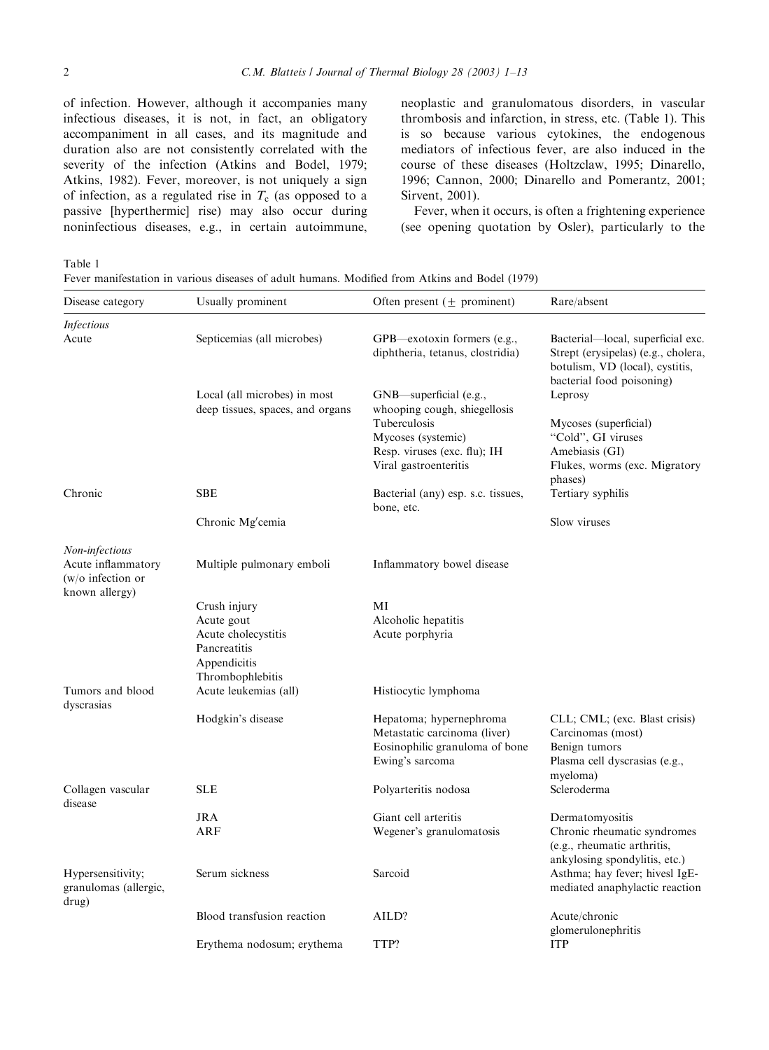of infection. However, although it accompanies many infectious diseases, it is not, in fact, an obligatory accompaniment in all cases, and its magnitude and duration also are not consistently correlated with the severity of the infection (Atkins and Bodel, 1979; Atkins, 1982). Fever, moreover, is not uniquely a sign of infection, as a regulated rise in $T_c$ (as opposed to a passive [hyperthermic] rise) may also occur during noninfectious diseases, e.g., in certain autoimmune, neoplastic and granulomatous disorders, in vascular thrombosis and infarction, in stress, etc. (Table 1). This is so because various cytokines, the endogenous mediators of infectious fever, are also induced in the course of these diseases (Holtzclaw, 1995; Dinarello, 1996; Cannon, 2000; Dinarello and Pomerantz, 2001; Sirvent, 2001).

Fever, when it occurs, is often a frightening experience (see opening quotation by Osler), particularly to the

Table 1
Fever manifestation in various diseases of adult humans. Modified from Atkins and Bodel (1979)

| Disease category | Usually prominent | Often present (± prominent) | Rare/absent |
|---|---|---|---|
| *Infectious* | | | |
| Acute | Septicemias (all microbes) | GPB—exotoxin formers (e.g., diphtheria, tetanus, clostridia) | Bacterial—local, superficial exc. Strept (erysipelas) (e.g., cholera, botulism, VD (local), cystitis, bacterial food poisoning) |
| | Local (all microbes) in most deep tissues, spaces, and organs | GNB—superficial (e.g., whooping cough, shiegellosis | Leprosy |
| | | Tuberculosis | Mycoses (superficial) |
| | | Mycoses (systemic) | "Cold", GI viruses |
| | | Resp. viruses (exc. flu); IH | Amebiasis (GI) |
| | | Viral gastroenteritis | Flukes, worms (exc. Migratory phases) |
| Chronic | SBE | Bacterial (any) esp. s.c. tissues, bone, etc. | Tertiary syphilis |
| | Chronic Mg′cemia | | Slow viruses |
| *Non-infectious* | | | |
| Acute inflammatory (w/o infection or known allergy) | Multiple pulmonary emboli | Inflammatory bowel disease | |
| | Crush injury | MI | |
| | Acute gout | Alcoholic hepatitis | |
| | Acute cholecystitis | Acute porphyria | |
| | Pancreatitis | | |
| | Appendicitis | | |
| | Thrombophlebitis | | |
| Tumors and blood dyscrasias | Acute leukemias (all) | Histiocytic lymphoma | |
| | Hodgkin's disease | Hepatoma; hypernephroma | CLL; CML; (exc. Blast crisis) |
| | | Metastatic carcinoma (liver) | Carcinomas (most) |
| | | Eosinophilic granuloma of bone | Benign tumors |
| | | Ewing's sarcoma | Plasma cell dyscrasias (e.g., myeloma) |
| Collagen vascular disease | SLE | Polyarteritis nodosa | Scleroderma |
| | JRA | Giant cell arteritis | Dermatomyositis |
| | ARF | Wegener's granulomatosis | Chronic rheumatic syndromes (e.g., rheumatic arthritis, ankylosing spondylitis, etc.) |
| Hypersensitivity; granulomas (allergic, drug) | Serum sickness | Sarcoid | Asthma; hay fever; hivesl IgE-mediated anaphylactic reaction |
| | Blood transfusion reaction | AILD? | Acute/chronic glomerulonephritis |
| | Erythema nodosum; erythema | TTP? | ITP |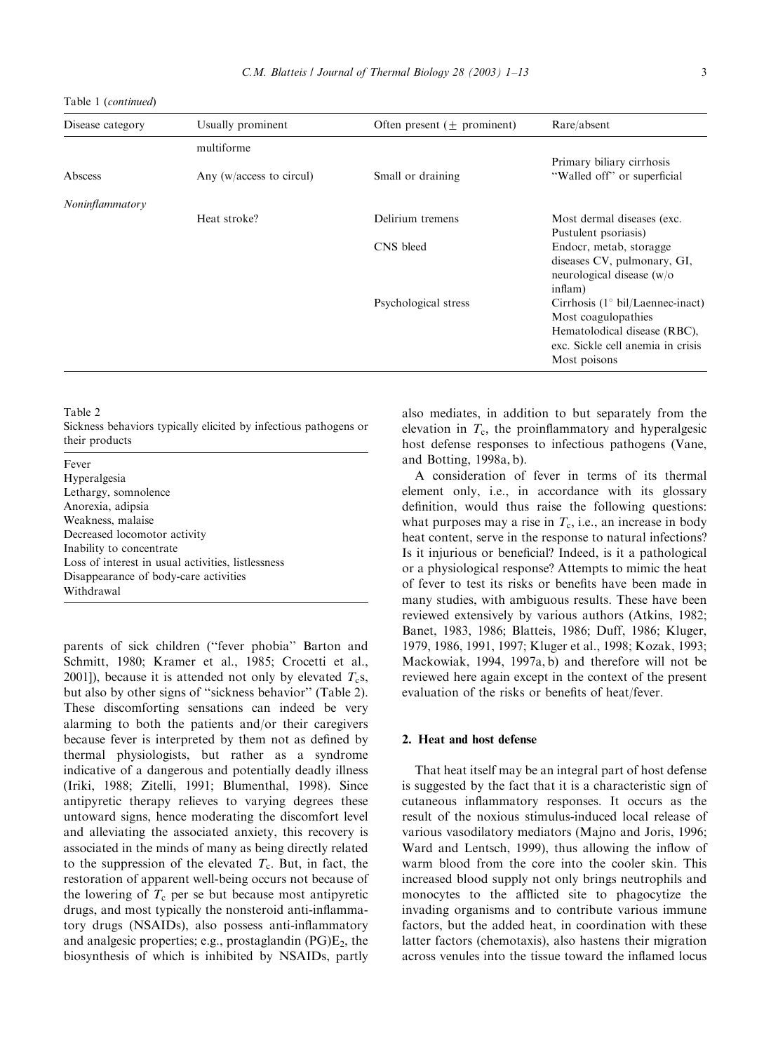Table 1 (*continued*)

| Disease category | Usually prominent | Often present (± prominent) | Rare/absent |
|---|---|---|---|
| | multiforme | | |
| | | | Primary biliary cirrhosis |
| Abscess | Any (w/access to circul) | Small or draining | "Walled off" or superficial |
| *Noninflammatory* | | | |
| | Heat stroke? | Delirium tremens | Most dermal diseases (exc. Pustulent psoriasis) |
| | | CNS bleed | Endocr, metab, storagge diseases CV, pulmonary, GI, neurological disease (w/o inflam) |
| | | Psychological stress | Cirrhosis (1° bil/Laennec-inact) Most coagulopathies Hematolodical disease (RBC), exc. Sickle cell anemia in crisis Most poisons |

Table 2
Sickness behaviors typically elicited by infectious pathogens or their products

| |
|---|
| Fever |
| Hyperalgesia |
| Lethargy, somnolence |
| Anorexia, adipsia |
| Weakness, malaise |
| Decreased locomotor activity |
| Inability to concentrate |
| Loss of interest in usual activities, listlessness |
| Disappearance of body-care activities |
| Withdrawal |

parents of sick children ("fever phobia" Barton and Schmitt, 1980; Kramer et al., 1985; Crocetti et al., 2001]), because it is attended not only by elevated $T_c$s, but also by other signs of "sickness behavior" (Table 2). These discomforting sensations can indeed be very alarming to both the patients and/or their caregivers because fever is interpreted by them not as defined by thermal physiologists, but rather as a syndrome indicative of a dangerous and potentially deadly illness (Iriki, 1988; Zitelli, 1991; Blumenthal, 1998). Since antipyretic therapy relieves to varying degrees these untoward signs, hence moderating the discomfort level and alleviating the associated anxiety, this recovery is associated in the minds of many as being directly related to the suppression of the elevated $T_c$. But, in fact, the restoration of apparent well-being occurs not because of the lowering of $T_c$ per se but because most antipyretic drugs, and most typically the nonsteroid anti-inflammatory drugs (NSAIDs), also possess anti-inflammatory and analgesic properties; e.g., prostaglandin $(PG)E_2$, the biosynthesis of which is inhibited by NSAIDs, partly also mediates, in addition to but separately from the elevation in $T_c$, the proinflammatory and hyperalgesic host defense responses to infectious pathogens (Vane, and Botting, 1998a, b).

A consideration of fever in terms of its thermal element only, i.e., in accordance with its glossary definition, would thus raise the following questions: what purposes may a rise in $T_c$, i.e., an increase in body heat content, serve in the response to natural infections? Is it injurious or beneficial? Indeed, is it a pathological or a physiological response? Attempts to mimic the heat of fever to test its risks or benefits have been made in many studies, with ambiguous results. These have been reviewed extensively by various authors (Atkins, 1982; Banet, 1983, 1986; Blatteis, 1986; Duff, 1986; Kluger, 1979, 1986, 1991, 1997; Kluger et al., 1998; Kozak, 1993; Mackowiak, 1994, 1997a, b) and therefore will not be reviewed here again except in the context of the present evaluation of the risks or benefits of heat/fever.

## 2. Heat and host defense

That heat itself may be an integral part of host defense is suggested by the fact that it is a characteristic sign of cutaneous inflammatory responses. It occurs as the result of the noxious stimulus-induced local release of various vasodilatory mediators (Majno and Joris, 1996; Ward and Lentsch, 1999), thus allowing the inflow of warm blood from the core into the cooler skin. This increased blood supply not only brings neutrophils and monocytes to the afflicted site to phagocytize the invading organisms and to contribute various immune factors, but the added heat, in coordination with these latter factors (chemotaxis), also hastens their migration across venules into the tissue toward the inflamed locus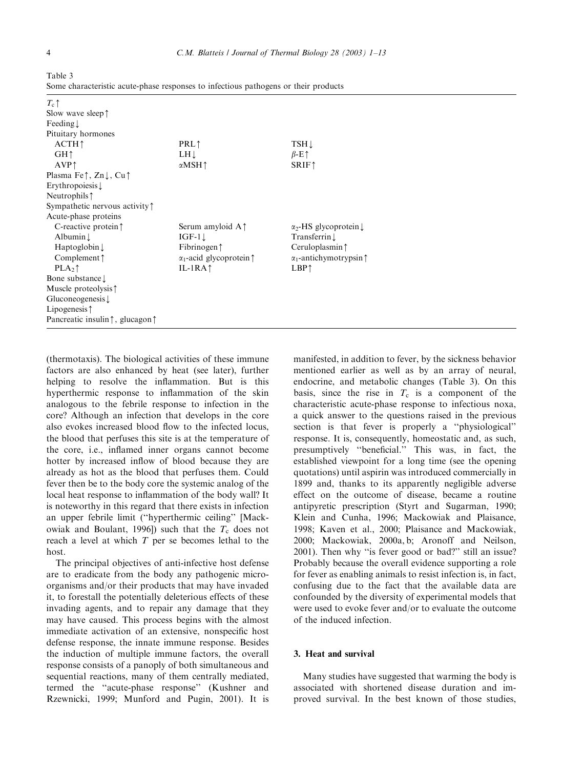Table 3
Some characteristic acute-phase responses to infectious pathogens or their products

| | | |
|---|---|---|
| $T_c$↑ | | |
| Slow wave sleep↑ | | |
| Feeding↓ | | |
| Pituitary hormones | | |
| ACTH↑ | PRL↑ | TSH↓ |
| GH↑ | LH↓ | $\beta$-E↑ |
| AVP↑ | αMSH↑ | SRIF↑ |
| Plasma Fe↑, Zn↓, Cu↑ | | |
| Erythropoiesis↓ | | |
| Neutrophils↑ | | |
| Sympathetic nervous activity↑ | | |
| Acute-phase proteins | | |
| C-reactive protein↑ | Serum amyloid A↑ | $\alpha_2$-HS glycoprotein↓ |
| Albumin↓ | IGF-1↓ | Transferrin↓ |
| Haptoglobin↓ | Fibrinogen↑ | Ceruloplasmin↑ |
| Complement↑ | $\alpha_1$-acid glycoprotein↑ | $\alpha_1$-antichymotrypsin↑ |
| $PLA_2$↑ | IL-1RA↑ | LBP↑ |
| Bone substance↓ | | |
| Muscle proteolysis↑ | | |
| Gluconeogenesis↓ | | |
| Lipogenesis↑ | | |
| Pancreatic insulin↑, glucagon↑ | | |

(thermotaxis). The biological activities of these immune factors are also enhanced by heat (see later), further helping to resolve the inflammation. But is this hyperthermic response to inflammation of the skin analogous to the febrile response to infection in the core? Although an infection that develops in the core also evokes increased blood flow to the infected locus, the blood that perfuses this site is at the temperature of the core, i.e., inflamed inner organs cannot become hotter by increased inflow of blood because they are already as hot as the blood that perfuses them. Could fever then be to the body core the systemic analog of the local heat response to inflammation of the body wall? It is noteworthy in this regard that there exists in infection an upper febrile limit ("hyperthermic ceiling" [Mackowiak and Boulant, 1996]) such that the $T_c$ does not reach a level at which $T$ per se becomes lethal to the host.

The principal objectives of anti-infective host defense are to eradicate from the body any pathogenic microorganisms and/or their products that may have invaded it, to forestall the potentially deleterious effects of these invading agents, and to repair any damage that they may have caused. This process begins with the almost immediate activation of an extensive, nonspecific host defense response, the innate immune response. Besides the induction of multiple immune factors, the overall response consists of a panoply of both simultaneous and sequential reactions, many of them centrally mediated, termed the "acute-phase response" (Kushner and Rzewnicki, 1999; Munford and Pugin, 2001). It is manifested, in addition to fever, by the sickness behavior mentioned earlier as well as by an array of neural, endocrine, and metabolic changes (Table 3). On this basis, since the rise in $T_c$ is a component of the characteristic acute-phase response to infectious noxa, a quick answer to the questions raised in the previous section is that fever is properly a "physiological" response. It is, consequently, homeostatic and, as such, presumptively "beneficial." This was, in fact, the established viewpoint for a long time (see the opening quotations) until aspirin was introduced commercially in 1899 and, thanks to its apparently negligible adverse effect on the outcome of disease, became a routine antipyretic prescription (Styrt and Sugarman, 1990; Klein and Cunha, 1996; Mackowiak and Plaisance, 1998; Kaven et al., 2000; Plaisance and Mackowiak, 2000; Mackowiak, 2000a, b; Aronoff and Neilson, 2001). Then why "is fever good or bad?" still an issue? Probably because the overall evidence supporting a role for fever as enabling animals to resist infection is, in fact, confusing due to the fact that the available data are confounded by the diversity of experimental models that were used to evoke fever and/or to evaluate the outcome of the induced infection.

## 3. Heat and survival

Many studies have suggested that warming the body is associated with shortened disease duration and improved survival. In the best known of those studies,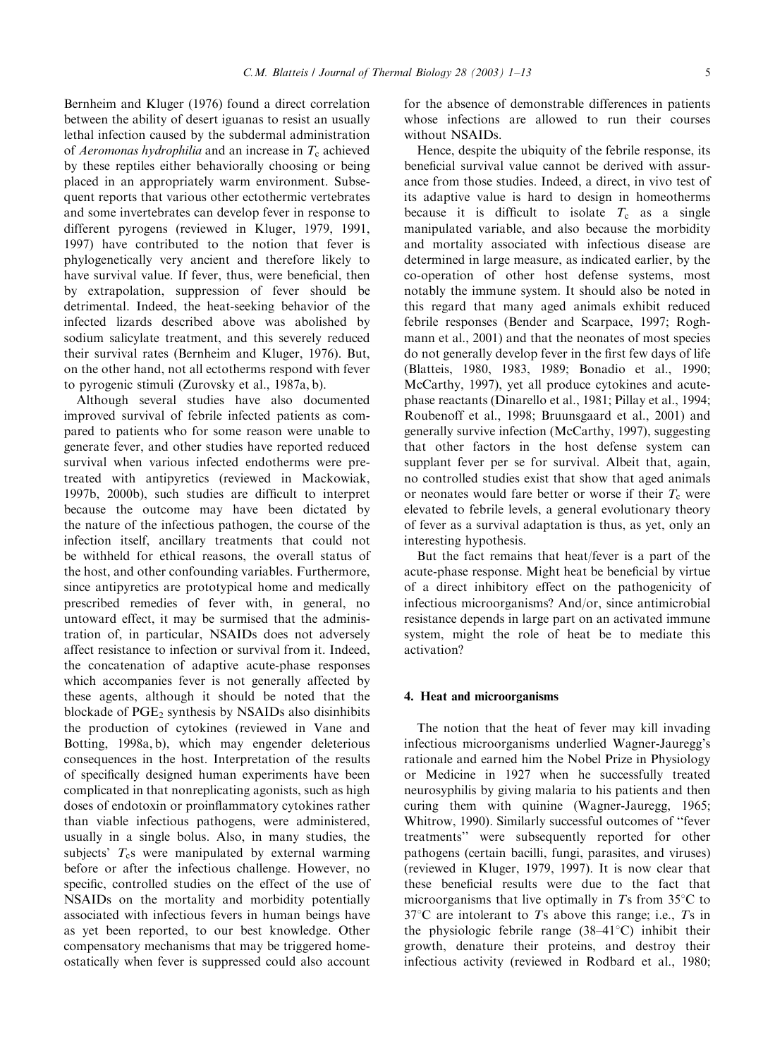Bernheim and Kluger (1976) found a direct correlation between the ability of desert iguanas to resist an usually lethal infection caused by the subdermal administration of *Aeromonas hydrophilia* and an increase in $T_c$ achieved by these reptiles either behaviorally choosing or being placed in an appropriately warm environment. Subsequent reports that various other ectothermic vertebrates and some invertebrates can develop fever in response to different pyrogens (reviewed in Kluger, 1979, 1991, 1997) have contributed to the notion that fever is phylogenetically very ancient and therefore likely to have survival value. If fever, thus, were beneficial, then by extrapolation, suppression of fever should be detrimental. Indeed, the heat-seeking behavior of the infected lizards described above was abolished by sodium salicylate treatment, and this severely reduced their survival rates (Bernheim and Kluger, 1976). But, on the other hand, not all ectotherms respond with fever to pyrogenic stimuli (Zurovsky et al., 1987a, b).

Although several studies have also documented improved survival of febrile infected patients as compared to patients who for some reason were unable to generate fever, and other studies have reported reduced survival when various infected endotherms were pretreated with antipyretics (reviewed in Mackowiak, 1997b, 2000b), such studies are difficult to interpret because the outcome may have been dictated by the nature of the infectious pathogen, the course of the infection itself, ancillary treatments that could not be withheld for ethical reasons, the overall status of the host, and other confounding variables. Furthermore, since antipyretics are prototypical home and medically prescribed remedies of fever with, in general, no untoward effect, it may be surmised that the administration of, in particular, NSAIDs does not adversely affect resistance to infection or survival from it. Indeed, the concatenation of adaptive acute-phase responses which accompanies fever is not generally affected by these agents, although it should be noted that the blockade of $PGE_2$ synthesis by NSAIDs also disinhibits the production of cytokines (reviewed in Vane and Botting, 1998a, b), which may engender deleterious consequences in the host. Interpretation of the results of specifically designed human experiments have been complicated in that nonreplicating agonists, such as high doses of endotoxin or proinflammatory cytokines rather than viable infectious pathogens, were administered, usually in a single bolus. Also, in many studies, the subjects' $T_c$s were manipulated by external warming before or after the infectious challenge. However, no specific, controlled studies on the effect of the use of NSAIDs on the mortality and morbidity potentially associated with infectious fevers in human beings have as yet been reported, to our best knowledge. Other compensatory mechanisms that may be triggered homeostatically when fever is suppressed could also account for the absence of demonstrable differences in patients whose infections are allowed to run their courses without NSAIDs.

Hence, despite the ubiquity of the febrile response, its beneficial survival value cannot be derived with assurance from those studies. Indeed, a direct, in vivo test of its adaptive value is hard to design in homeotherms because it is difficult to isolate $T_c$ as a single manipulated variable, and also because the morbidity and mortality associated with infectious disease are determined in large measure, as indicated earlier, by the co-operation of other host defense systems, most notably the immune system. It should also be noted in this regard that many aged animals exhibit reduced febrile responses (Bender and Scarpace, 1997; Roghmann et al., 2001) and that the neonates of most species do not generally develop fever in the first few days of life (Blatteis, 1980, 1983, 1989; Bonadio et al., 1990; McCarthy, 1997), yet all produce cytokines and acute-phase reactants (Dinarello et al., 1981; Pillay et al., 1994; Roubenoff et al., 1998; Bruunsgaard et al., 2001) and generally survive infection (McCarthy, 1997), suggesting that other factors in the host defense system can supplant fever per se for survival. Albeit that, again, no controlled studies exist that show that aged animals or neonates would fare better or worse if their $T_c$ were elevated to febrile levels, a general evolutionary theory of fever as a survival adaptation is thus, as yet, only an interesting hypothesis.

But the fact remains that heat/fever is a part of the acute-phase response. Might heat be beneficial by virtue of a direct inhibitory effect on the pathogenicity of infectious microorganisms? And/or, since antimicrobial resistance depends in large part on an activated immune system, might the role of heat be to mediate this activation?

## 4. Heat and microorganisms

The notion that the heat of fever may kill invading infectious microorganisms underlied Wagner-Jauregg's rationale and earned him the Nobel Prize in Physiology or Medicine in 1927 when he successfully treated neurosyphilis by giving malaria to his patients and then curing them with quinine (Wagner-Jauregg, 1965; Whitrow, 1990). Similarly successful outcomes of "fever treatments" were subsequently reported for other pathogens (certain bacilli, fungi, parasites, and viruses) (reviewed in Kluger, 1979, 1997). It is now clear that these beneficial results were due to the fact that microorganisms that live optimally in $T$s from 35°C to 37°C are intolerant to $T$s above this range; i.e., $T$s in the physiologic febrile range (38–41°C) inhibit their growth, denature their proteins, and destroy their infectious activity (reviewed in Rodbard et al., 1980;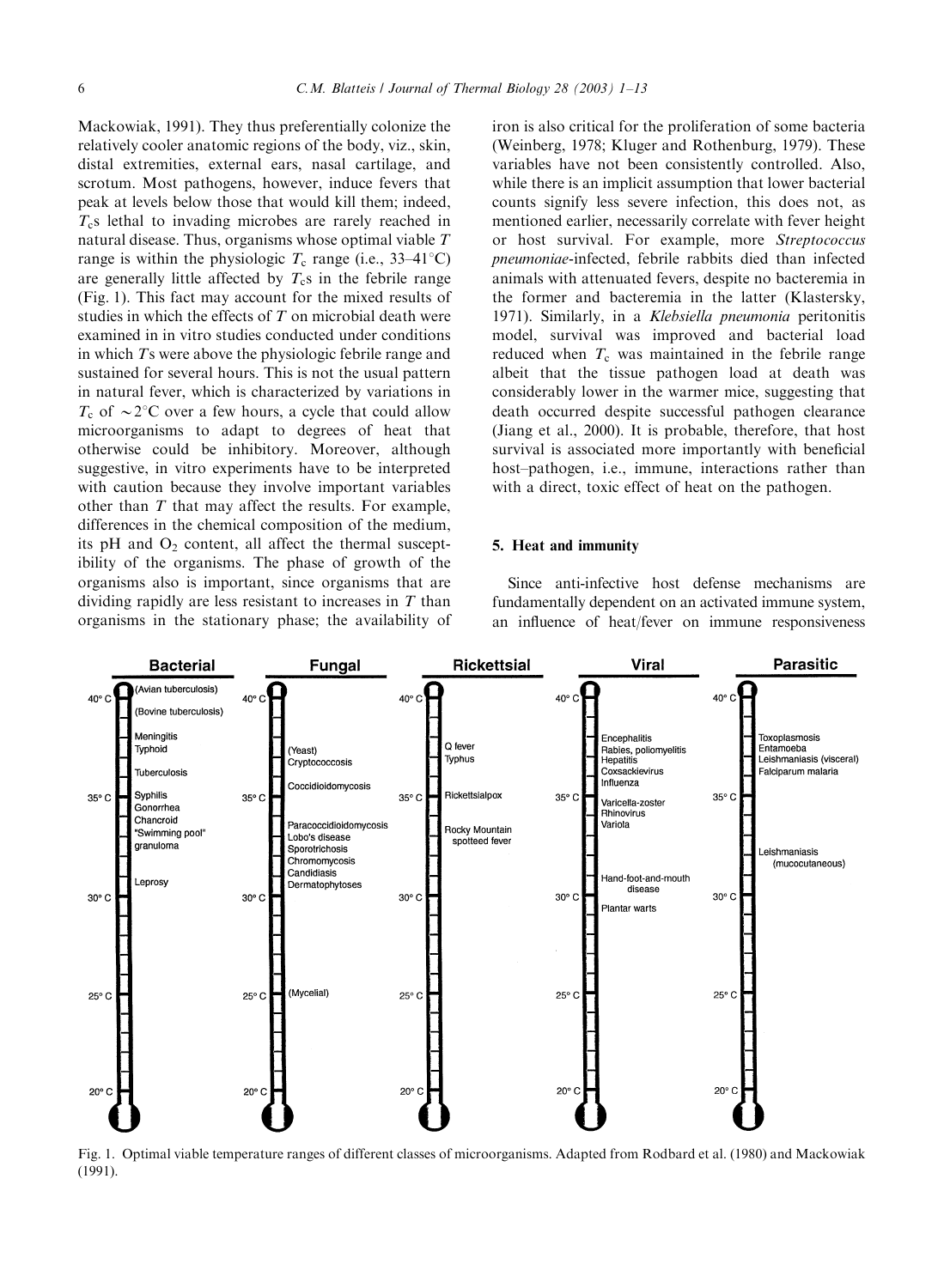Mackowiak, 1991). They thus preferentially colonize the relatively cooler anatomic regions of the body, viz., skin, distal extremities, external ears, nasal cartilage, and scrotum. Most pathogens, however, induce fevers that peak at levels below those that would kill them; indeed, $T_c$s lethal to invading microbes are rarely reached in natural disease. Thus, organisms whose optimal viable $T$ range is within the physiologic $T_c$ range (i.e., 33–41°C) are generally little affected by $T_c$s in the febrile range (Fig. 1). This fact may account for the mixed results of studies in which the effects of $T$ on microbial death were examined in in vitro studies conducted under conditions in which $T$s were above the physiologic febrile range and sustained for several hours. This is not the usual pattern in natural fever, which is characterized by variations in $T_c$ of ~2°C over a few hours, a cycle that could allow microorganisms to adapt to degrees of heat that otherwise could be inhibitory. Moreover, although suggestive, in vitro experiments have to be interpreted with caution because they involve important variables other than $T$ that may affect the results. For example, differences in the chemical composition of the medium, its pH and $O_2$ content, all affect the thermal susceptibility of the organisms. The phase of growth of the organisms also is important, since organisms that are dividing rapidly are less resistant to increases in $T$ than organisms in the stationary phase; the availability of iron is also critical for the proliferation of some bacteria (Weinberg, 1978; Kluger and Rothenburg, 1979). These variables have not been consistently controlled. Also, while there is an implicit assumption that lower bacterial counts signify less severe infection, this does not, as mentioned earlier, necessarily correlate with fever height or host survival. For example, more *Streptococcus pneumoniae*-infected, febrile rabbits died than infected animals with attenuated fevers, despite no bacteremia in the former and bacteremia in the latter (Klastersky, 1971). Similarly, in a *Klebsiella pneumonia* peritonitis model, survival was improved and bacterial load reduced when $T_c$ was maintained in the febrile range albeit that the tissue pathogen load at death was considerably lower in the warmer mice, suggesting that death occurred despite successful pathogen clearance (Jiang et al., 2000). It is probable, therefore, that host survival is associated more importantly with beneficial host–pathogen, i.e., immune, interactions rather than with a direct, toxic effect of heat on the pathogen.

## 5. Heat and immunity

Since anti-infective host defense mechanisms are fundamentally dependent on an activated immune system, an influence of heat/fever on immune responsiveness

| Bacterial | Fungal | Rickettsial | Viral | Parasitic |
|---|---|---|---|---|
| (Avian tuberculosis) (Bovine tuberculosis) Meningitis Typhoid Tuberculosis Syphilis Gonorrhea Chancroid "Swimming pool" granuloma Leprosy | (Yeast) Cryptococcosis Coccidioidomycosis Paracoccidioidomycosis Lobo's disease Sporotrichosis Chromomycosis Candidiasis Dermatophytoses (Mycelial) | Q fever Typhus Rickettsialpox Rocky Mountain spotteed fever | Encephalitis Rabies, poliomyelitis Hepatitis Coxsackievirus Influenza Varicella-zoster Rhinovirus Variola Hand-foot-and-mouth disease Plantar warts | Toxoplasmosis Entamoeba Leishmaniasis (visceral) Falciparum malaria Leishmaniasis (mucocutaneous) |

Fig. 1. Optimal viable temperature ranges of different classes of microorganisms. Adapted from Rodbard et al. (1980) and Mackowiak (1991).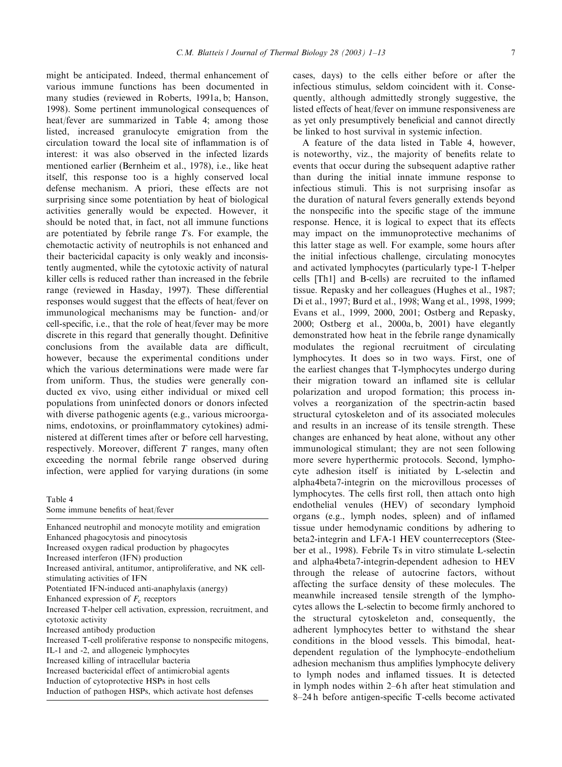might be anticipated. Indeed, thermal enhancement of various immune functions has been documented in many studies (reviewed in Roberts, 1991a, b; Hanson, 1998). Some pertinent immunological consequences of heat/fever are summarized in Table 4; among those listed, increased granulocyte emigration from the circulation toward the local site of inflammation is of interest: it was also observed in the infected lizards mentioned earlier (Bernheim et al., 1978), i.e., like heat itself, this response too is a highly conserved local defense mechanism. A priori, these effects are not surprising since some potentiation by heat of biological activities generally would be expected. However, it should be noted that, in fact, not all immune functions are potentiated by febrile range $T$s. For example, the chemotactic activity of neutrophils is not enhanced and their bactericidal capacity is only weakly and inconsistently augmented, while the cytotoxic activity of natural killer cells is reduced rather than increased in the febrile range (reviewed in Hasday, 1997). These differential responses would suggest that the effects of heat/fever on immunological mechanisms may be function- and/or cell-specific, i.e., that the role of heat/fever may be more discrete in this regard that generally thought. Definitive conclusions from the available data are difficult, however, because the experimental conditions under which the various determinations were made were far from uniform. Thus, the studies were generally conducted ex vivo, using either individual or mixed cell populations from uninfected donors or donors infected with diverse pathogenic agents (e.g., various microorganisms, endotoxins, or proinflammatory cytokines) administered at different times after or before cell harvesting, respectively. Moreover, different $T$ ranges, many often exceeding the normal febrile range observed during infection, were applied for varying durations (in some cases, days) to the cells either before or after the infectious stimulus, seldom coincident with it. Consequently, although admittedly strongly suggestive, the listed effects of heat/fever on immune responsiveness are as yet only presumptively beneficial and cannot directly be linked to host survival in systemic infection.

Table 4
Some immune benefits of heat/fever

| |
|---|
| Enhanced neutrophil and monocyte motility and emigration |
| Enhanced phagocytosis and pinocytosis |
| Increased oxygen radical production by phagocytes |
| Increased interferon (IFN) production |
| Increased antiviral, antitumor, antiproliferative, and NK cell-stimulating activities of IFN |
| Potentiated IFN-induced anti-anaphylaxis (anergy) |
| Enhanced expression of $F_c$ receptors |
| Increased T-helper cell activation, expression, recruitment, and cytotoxic activity |
| Increased antibody production |
| Increased T-cell proliferative response to nonspecific mitogens, IL-1 and -2, and allogeneic lymphocytes |
| Increased killing of intracellular bacteria |
| Increased bactericidal effect of antimicrobial agents |
| Induction of cytoprotective HSPs in host cells |
| Induction of pathogen HSPs, which activate host defenses |

A feature of the data listed in Table 4, however, is noteworthy, viz., the majority of benefits relate to events that occur during the subsequent adaptive rather than during the initial innate immune response to infectious stimuli. This is not surprising insofar as the duration of natural fevers generally extends beyond the nonspecific into the specific stage of the immune response. Hence, it is logical to expect that its effects may impact on the immunoprotective mechanims of this latter stage as well. For example, some hours after the initial infectious challenge, circulating monocytes and activated lymphocytes (particularly type-1 T-helper cells [Th1] and B-cells) are recruited to the inflamed tissue. Repasky and her colleagues (Hughes et al., 1987; Di et al., 1997; Burd et al., 1998; Wang et al., 1998, 1999; Evans et al., 1999, 2000, 2001; Ostberg and Repasky, 2000; Ostberg et al., 2000a, b, 2001) have elegantly demonstrated how heat in the febrile range dynamically modulates the regional recruitment of circulating lymphocytes. It does so in two ways. First, one of the earliest changes that T-lymphocytes undergo during their migration toward an inflamed site is cellular polarization and uropod formation; this process involves a reorganization of the spectrin-actin based structural cytoskeleton and of its associated molecules and results in an increase of its tensile strength. These changes are enhanced by heat alone, without any other immunological stimulant; they are not seen following more severe hyperthermic protocols. Second, lymphocyte adhesion itself is initiated by L-selectin and alpha4beta7-integrin on the microvillous processes of lymphocytes. The cells first roll, then attach onto high endothelial venules (HEV) of secondary lymphoid organs (e.g., lymph nodes, spleen) and of inflamed tissue under hemodynamic conditions by adhering to beta2-integrin and LFA-1 HEV counterreceptors (Steeber et al., 1998). Febrile Ts in vitro stimulate L-selectin and alpha4beta7-integrin-dependent adhesion to HEV through the release of autocrine factors, without affecting the surface density of these molecules. The meanwhile increased tensile strength of the lymphocytes allows the L-selectin to become firmly anchored to the structural cytoskeleton and, consequently, the adherent lymphocytes better to withstand the shear conditions in the blood vessels. This bimodal, heat-dependent regulation of the lymphocyte–endothelium adhesion mechanism thus amplifies lymphocyte delivery to lymph nodes and inflamed tissues. It is detected in lymph nodes within 2–6 h after heat stimulation and 8–24 h before antigen-specific T-cells become activated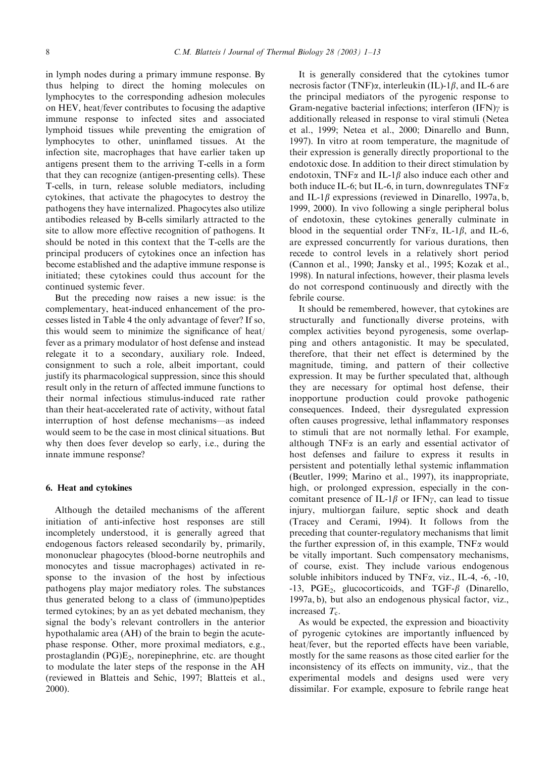in lymph nodes during a primary immune response. By thus helping to direct the homing molecules on lymphocytes to the corresponding adhesion molecules on HEV, heat/fever contributes to focusing the adaptive immune response to infected sites and associated lymphoid tissues while preventing the emigration of lymphocytes to other, uninflamed tissues. At the infection site, macrophages that have earlier taken up antigens present them to the arriving T-cells in a form that they can recognize (antigen-presenting cells). These T-cells, in turn, release soluble mediators, including cytokines, that activate the phagocytes to destroy the pathogens they have internalized. Phagocytes also utilize antibodies released by B-cells similarly attracted to the site to allow more effective recognition of pathogens. It should be noted in this context that the T-cells are the principal producers of cytokines once an infection has become established and the adaptive immune response is initiated; these cytokines could thus account for the continued systemic fever.

But the preceding now raises a new issue: is the complementary, heat-induced enhancement of the processes listed in Table 4 the only advantage of fever? If so, this would seem to minimize the significance of heat/fever as a primary modulator of host defense and instead relegate it to a secondary, auxiliary role. Indeed, consignment to such a role, albeit important, could justify its pharmacological suppression, since this should result only in the return of affected immune functions to their normal infectious stimulus-induced rate rather than their heat-accelerated rate of activity, without fatal interruption of host defense mechanisms—as indeed would seem to be the case in most clinical situations. But why then does fever develop so early, i.e., during the innate immune response?

## 6. Heat and cytokines

Although the detailed mechanisms of the afferent initiation of anti-infective host responses are still incompletely understood, it is generally agreed that endogenous factors released secondarily by, primarily, mononuclear phagocytes (blood-borne neutrophils and monocytes and tissue macrophages) activated in response to the invasion of the host by infectious pathogens play major mediatory roles. The substances thus generated belong to a class of (immuno)peptides termed cytokines; by an as yet debated mechanism, they signal the body's relevant controllers in the anterior hypothalamic area (AH) of the brain to begin the acute-phase response. Other, more proximal mediators, e.g., prostaglandin (PG)$E_2$, norepinephrine, etc. are thought to modulate the later steps of the response in the AH (reviewed in Blatteis and Sehic, 1997; Blatteis et al., 2000).

It is generally considered that the cytokines tumor necrosis factor (TNF)$\alpha$, interleukin (IL)-1$\beta$, and IL-6 are the principal mediators of the pyrogenic response to Gram-negative bacterial infections; interferon (IFN)$\gamma$ is additionally released in response to viral stimuli (Netea et al., 1999; Netea et al., 2000; Dinarello and Bunn, 1997). In vitro at room temperature, the magnitude of their expression is generally directly proportional to the endotoxic dose. In addition to their direct stimulation by endotoxin, TNF$\alpha$ and IL-1$\beta$ also induce each other and both induce IL-6; but IL-6, in turn, downregulates TNF$\alpha$ and IL-1$\beta$ expressions (reviewed in Dinarello, 1997a, b, 1999, 2000). In vivo following a single peripheral bolus of endotoxin, these cytokines generally culminate in blood in the sequential order TNF$\alpha$, IL-1$\beta$, and IL-6, are expressed concurrently for various durations, then recede to control levels in a relatively short period (Cannon et al., 1990; Jansky et al., 1995; Kozak et al., 1998). In natural infections, however, their plasma levels do not correspond continuously and directly with the febrile course.

It should be remembered, however, that cytokines are structurally and functionally diverse proteins, with complex activities beyond pyrogenesis, some overlapping and others antagonistic. It may be speculated, therefore, that their net effect is determined by the magnitude, timing, and pattern of their collective expression. It may be further speculated that, although they are necessary for optimal host defense, their inopportune production could provoke pathogenic consequences. Indeed, their dysregulated expression often causes progressive, lethal inflammatory responses to stimuli that are not normally lethal. For example, although TNF$\alpha$ is an early and essential activator of host defenses and failure to express it results in persistent and potentially lethal systemic inflammation (Beutler, 1999; Marino et al., 1997), its inappropriate, high, or prolonged expression, especially in the concomitant presence of IL-1$\beta$ or IFN$\gamma$, can lead to tissue injury, multiorgan failure, septic shock and death (Tracey and Cerami, 1994). It follows from the preceding that counter-regulatory mechanisms that limit the further expression of, in this example, TNF$\alpha$ would be vitally important. Such compensatory mechanisms, of course, exist. They include various endogenous soluble inhibitors induced by TNF$\alpha$, viz., IL-4, -6, -10, -13, $PGE_2$, glucocorticoids, and TGF-$\beta$ (Dinarello, 1997a, b), but also an endogenous physical factor, viz., increased $T_c$.

As would be expected, the expression and bioactivity of pyrogenic cytokines are importantly influenced by heat/fever, but the reported effects have been variable, mostly for the same reasons as those cited earlier for the inconsistency of its effects on immunity, viz., that the experimental models and designs used were very dissimilar. For example, exposure to febrile range heat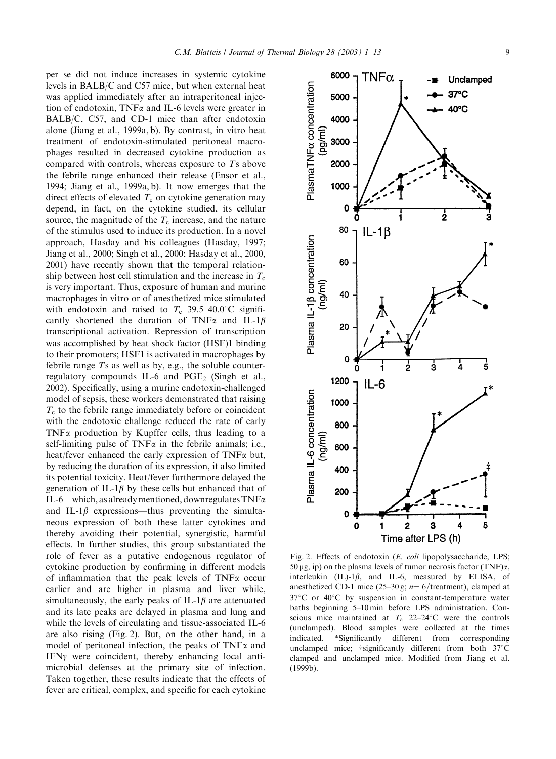per se did not induce increases in systemic cytokine levels in BALB/C and C57 mice, but when external heat was applied immediately after an intraperitoneal injection of endotoxin, TNFα and IL-6 levels were greater in BALB/C, C57, and CD-1 mice than after endotoxin alone (Jiang et al., 1999a, b). By contrast, in vitro heat treatment of endotoxin-stimulated peritoneal macrophages resulted in decreased cytokine production as compared with controls, whereas exposure to *T*s above the febrile range enhanced their release (Ensor et al., 1994; Jiang et al., 1999a, b). It now emerges that the direct effects of elevated $T_c$ on cytokine generation may depend, in fact, on the cytokine studied, its cellular source, the magnitude of the $T_c$ increase, and the nature of the stimulus used to induce its production. In a novel approach, Hasday and his colleagues (Hasday, 1997; Jiang et al., 2000; Singh et al., 2000; Hasday et al., 2000, 2001) have recently shown that the temporal relationship between host cell stimulation and the increase in $T_c$ is very important. Thus, exposure of human and murine macrophages in vitro or of anesthetized mice stimulated with endotoxin and raised to $T_c$ 39.5–40.0°C significantly shortened the duration of TNFα and IL-1β transcriptional activation. Repression of transcription was accomplished by heat shock factor (HSF)1 binding to their promoters; HSF1 is activated in macrophages by febrile range *T*s as well as by, e.g., the soluble counter-regulatory compounds IL-6 and $PGE_2$ (Singh et al., 2002). Specifically, using a murine endotoxin-challenged model of sepsis, these workers demonstrated that raising $T_c$ to the febrile range immediately before or coincident with the endotoxic challenge reduced the rate of early TNFα production by Kupffer cells, thus leading to a self-limiting pulse of TNFα in the febrile animals; i.e., heat/fever enhanced the early expression of TNFα but, by reducing the duration of its expression, it also limited its potential toxicity. Heat/fever furthermore delayed the generation of IL-1β by these cells but enhanced that of IL-6—which, as already mentioned, downregulates TNFα and IL-1β expressions—thus preventing the simultaneous expression of both these latter cytokines and thereby avoiding their potential, synergistic, harmful effects. In further studies, this group substantiated the role of fever as a putative endogenous regulator of cytokine production by confirming in different models of inflammation that the peak levels of TNFα occur earlier and are higher in plasma and liver while, simultaneously, the early peaks of IL-1β are attenuated and its late peaks are delayed in plasma and lung and while the levels of circulating and tissue-associated IL-6 are also rising (Fig. 2). But, on the other hand, in a model of peritoneal infection, the peaks of TNFα and IFNγ were coincident, thereby enhancing local antimicrobial defenses at the primary site of infection. Taken together, these results indicate that the effects of fever are critical, complex, and specific for each cytokine

Fig. 2. Effects of endotoxin (*E. coli* lipopolysaccharide, LPS; 50 μg, ip) on the plasma levels of tumor necrosis factor (TNF)α, interleukin (IL)-1β, and IL-6, measured by ELISA, of anesthetized CD-1 mice (25–30 g; *n* = 6/treatment), clamped at 37°C or 40°C by suspension in constant-temperature water baths beginning 5–10 min before LPS administration. Conscious mice maintained at $T_a$ 22–24°C were the controls (unclamped). Blood samples were collected at the times indicated. *Significantly different from corresponding unclamped mice; †significantly different from both 37°C clamped and unclamped mice. Modified from Jiang et al. (1999b).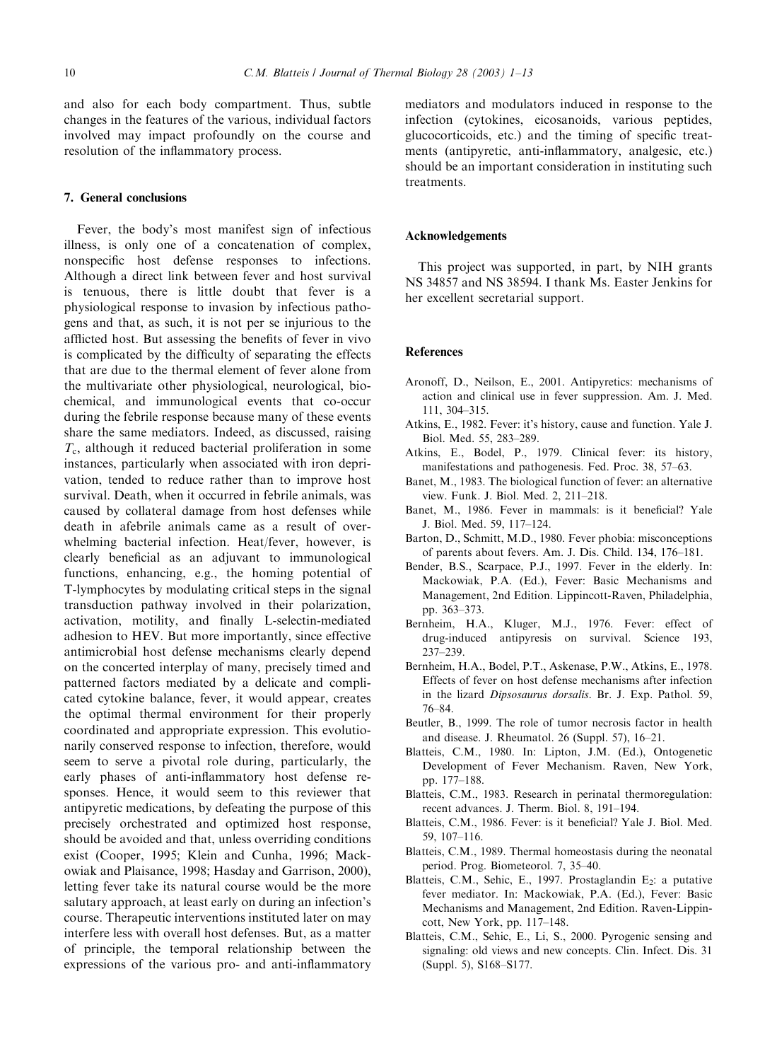and also for each body compartment. Thus, subtle changes in the features of the various, individual factors involved may impact profoundly on the course and resolution of the inflammatory process.

## 7. General conclusions

Fever, the body's most manifest sign of infectious illness, is only one of a concatenation of complex, nonspecific host defense responses to infections. Although a direct link between fever and host survival is tenuous, there is little doubt that fever is a physiological response to invasion by infectious pathogens and that, as such, it is not per se injurious to the afflicted host. But assessing the benefits of fever in vivo is complicated by the difficulty of separating the effects that are due to the thermal element of fever alone from the multivariate other physiological, neurological, biochemical, and immunological events that co-occur during the febrile response because many of these events share the same mediators. Indeed, as discussed, raising $T_c$, although it reduced bacterial proliferation in some instances, particularly when associated with iron deprivation, tended to reduce rather than to improve host survival. Death, when it occurred in febrile animals, was caused by collateral damage from host defenses while death in afebrile animals came as a result of overwhelming bacterial infection. Heat/fever, however, is clearly beneficial as an adjuvant to immunological functions, enhancing, e.g., the homing potential of T-lymphocytes by modulating critical steps in the signal transduction pathway involved in their polarization, activation, motility, and finally L-selectin-mediated adhesion to HEV. But more importantly, since effective antimicrobial host defense mechanisms clearly depend on the concerted interplay of many, precisely timed and patterned factors mediated by a delicate and complicated cytokine balance, fever, it would appear, creates the optimal thermal environment for their properly coordinated and appropriate expression. This evolutionarily conserved response to infection, therefore, would seem to serve a pivotal role during, particularly, the early phases of anti-inflammatory host defense responses. Hence, it would seem to this reviewer that antipyretic medications, by defeating the purpose of this precisely orchestrated and optimized host response, should be avoided and that, unless overriding conditions exist (Cooper, 1995; Klein and Cunha, 1996; Mackowiak and Plaisance, 1998; Hasday and Garrison, 2000), letting fever take its natural course would be the more salutary approach, at least early on during an infection's course. Therapeutic interventions instituted later on may interfere less with overall host defenses. But, as a matter of principle, the temporal relationship between the expressions of the various pro- and anti-inflammatory mediators and modulators induced in response to the infection (cytokines, eicosanoids, various peptides, glucocorticoids, etc.) and the timing of specific treatments (antipyretic, anti-inflammatory, analgesic, etc.) should be an important consideration in instituting such treatments.

## Acknowledgements

This project was supported, in part, by NIH grants NS 34857 and NS 38594. I thank Ms. Easter Jenkins for her excellent secretarial support.

## References

Aronoff, D., Neilson, E., 2001. Antipyretics: mechanisms of action and clinical use in fever suppression. Am. J. Med. 111, 304–315.

Atkins, E., 1982. Fever: it's history, cause and function. Yale J. Biol. Med. 55, 283–289.

Atkins, E., Bodel, P., 1979. Clinical fever: its history, manifestations and pathogenesis. Fed. Proc. 38, 57–63.

Banet, M., 1983. The biological function of fever: an alternative view. Funk. J. Biol. Med. 2, 211–218.

Banet, M., 1986. Fever in mammals: is it beneficial? Yale J. Biol. Med. 59, 117–124.

Barton, D., Schmitt, M.D., 1980. Fever phobia: misconceptions of parents about fevers. Am. J. Dis. Child. 134, 176–181.

Bender, B.S., Scarpace, P.J., 1997. Fever in the elderly. In: Mackowiak, P.A. (Ed.), Fever: Basic Mechanisms and Management, 2nd Edition. Lippincott-Raven, Philadelphia, pp. 363–373.

Bernheim, H.A., Kluger, M.J., 1976. Fever: effect of drug-induced antipyresis on survival. Science 193, 237–239.

Bernheim, H.A., Bodel, P.T., Askenase, P.W., Atkins, E., 1978. Effects of fever on host defense mechanisms after infection in the lizard *Dipsosaurus dorsalis*. Br. J. Exp. Pathol. 59, 76–84.

Beutler, B., 1999. The role of tumor necrosis factor in health and disease. J. Rheumatol. 26 (Suppl. 57), 16–21.

Blatteis, C.M., 1980. In: Lipton, J.M. (Ed.), Ontogenetic Development of Fever Mechanism. Raven, New York, pp. 177–188.

Blatteis, C.M., 1983. Research in perinatal thermoregulation: recent advances. J. Therm. Biol. 8, 191–194.

Blatteis, C.M., 1986. Fever: is it beneficial? Yale J. Biol. Med. 59, 107–116.

Blatteis, C.M., 1989. Thermal homeostasis during the neonatal period. Prog. Biometeorol. 7, 35–40.

Blatteis, C.M., Sehic, E., 1997. Prostaglandin $E_2$: a putative fever mediator. In: Mackowiak, P.A. (Ed.), Fever: Basic Mechanisms and Management, 2nd Edition. Raven-Lippincott, New York, pp. 117–148.

Blatteis, C.M., Sehic, E., Li, S., 2000. Pyrogenic sensing and signaling: old views and new concepts. Clin. Infect. Dis. 31 (Suppl. 5), S168–S177.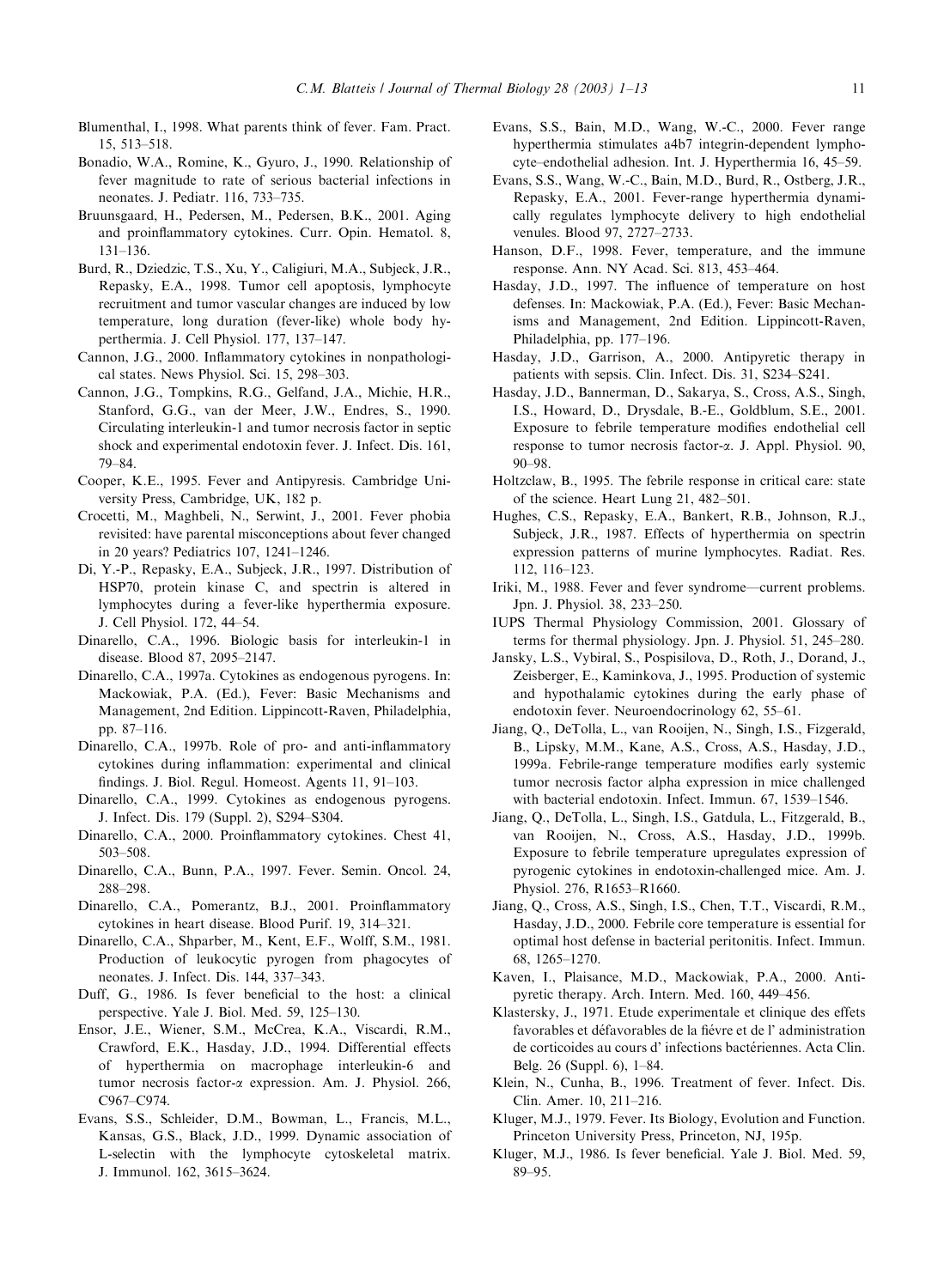Blumenthal, I., 1998. What parents think of fever. Fam. Pract. 15, 513–518.

Bonadio, W.A., Romine, K., Gyuro, J., 1990. Relationship of fever magnitude to rate of serious bacterial infections in neonates. J. Pediatr. 116, 733–735.

Bruunsgaard, H., Pedersen, M., Pedersen, B.K., 2001. Aging and proinflammatory cytokines. Curr. Opin. Hematol. 8, 131–136.

Burd, R., Dziedzic, T.S., Xu, Y., Caligiuri, M.A., Subjeck, J.R., Repasky, E.A., 1998. Tumor cell apoptosis, lymphocyte recruitment and tumor vascular changes are induced by low temperature, long duration (fever-like) whole body hyperthermia. J. Cell Physiol. 177, 137–147.

Cannon, J.G., 2000. Inflammatory cytokines in nonpathological states. News Physiol. Sci. 15, 298–303.

Cannon, J.G., Tompkins, R.G., Gelfand, J.A., Michie, H.R., Stanford, G.G., van der Meer, J.W., Endres, S., 1990. Circulating interleukin-1 and tumor necrosis factor in septic shock and experimental endotoxin fever. J. Infect. Dis. 161, 79–84.

Cooper, K.E., 1995. Fever and Antipyresis. Cambridge University Press, Cambridge, UK, 182 p.

Crocetti, M., Maghbeli, N., Serwint, J., 2001. Fever phobia revisited: have parental misconceptions about fever changed in 20 years? Pediatrics 107, 1241–1246.

Di, Y.-P., Repasky, E.A., Subjeck, J.R., 1997. Distribution of HSP70, protein kinase C, and spectrin is altered in lymphocytes during a fever-like hyperthermia exposure. J. Cell Physiol. 172, 44–54.

Dinarello, C.A., 1996. Biologic basis for interleukin-1 in disease. Blood 87, 2095–2147.

Dinarello, C.A., 1997a. Cytokines as endogenous pyrogens. In: Mackowiak, P.A. (Ed.), Fever: Basic Mechanisms and Management, 2nd Edition. Lippincott-Raven, Philadelphia, pp. 87–116.

Dinarello, C.A., 1997b. Role of pro- and anti-inflammatory cytokines during inflammation: experimental and clinical findings. J. Biol. Regul. Homeost. Agents 11, 91–103.

Dinarello, C.A., 1999. Cytokines as endogenous pyrogens. J. Infect. Dis. 179 (Suppl. 2), S294–S304.

Dinarello, C.A., 2000. Proinflammatory cytokines. Chest 41, 503–508.

Dinarello, C.A., Bunn, P.A., 1997. Fever. Semin. Oncol. 24, 288–298.

Dinarello, C.A., Pomerantz, B.J., 2001. Proinflammatory cytokines in heart disease. Blood Purif. 19, 314–321.

Dinarello, C.A., Shparber, M., Kent, E.F., Wolff, S.M., 1981. Production of leukocytic pyrogen from phagocytes of neonates. J. Infect. Dis. 144, 337–343.

Duff, G., 1986. Is fever beneficial to the host: a clinical perspective. Yale J. Biol. Med. 59, 125–130.

Ensor, J.E., Wiener, S.M., McCrea, K.A., Viscardi, R.M., Crawford, E.K., Hasday, J.D., 1994. Differential effects of hyperthermia on macrophage interleukin-6 and tumor necrosis factor-α expression. Am. J. Physiol. 266, C967–C974.

Evans, S.S., Schleider, D.M., Bowman, L., Francis, M.L., Kansas, G.S., Black, J.D., 1999. Dynamic association of L-selectin with the lymphocyte cytoskeletal matrix. J. Immunol. 162, 3615–3624.

Evans, S.S., Bain, M.D., Wang, W.-C., 2000. Fever range hyperthermia stimulates a4b7 integrin-dependent lymphocyte–endothelial adhesion. Int. J. Hyperthermia 16, 45–59.

Evans, S.S., Wang, W.-C., Bain, M.D., Burd, R., Ostberg, J.R., Repasky, E.A., 2001. Fever-range hyperthermia dynamically regulates lymphocyte delivery to high endothelial venules. Blood 97, 2727–2733.

Hanson, D.F., 1998. Fever, temperature, and the immune response. Ann. NY Acad. Sci. 813, 453–464.

Hasday, J.D., 1997. The influence of temperature on host defenses. In: Mackowiak, P.A. (Ed.), Fever: Basic Mechanisms and Management, 2nd Edition. Lippincott-Raven, Philadelphia, pp. 177–196.

Hasday, J.D., Garrison, A., 2000. Antipyretic therapy in patients with sepsis. Clin. Infect. Dis. 31, S234–S241.

Hasday, J.D., Bannerman, D., Sakarya, S., Cross, A.S., Singh, I.S., Howard, D., Drysdale, B.-E., Goldblum, S.E., 2001. Exposure to febrile temperature modifies endothelial cell response to tumor necrosis factor-α. J. Appl. Physiol. 90, 90–98.

Holtzclaw, B., 1995. The febrile response in critical care: state of the science. Heart Lung 21, 482–501.

Hughes, C.S., Repasky, E.A., Bankert, R.B., Johnson, R.J., Subjeck, J.R., 1987. Effects of hyperthermia on spectrin expression patterns of murine lymphocytes. Radiat. Res. 112, 116–123.

Iriki, M., 1988. Fever and fever syndrome—current problems. Jpn. J. Physiol. 38, 233–250.

IUPS Thermal Physiology Commission, 2001. Glossary of terms for thermal physiology. Jpn. J. Physiol. 51, 245–280.

Jansky, L.S., Vybiral, S., Pospisilova, D., Roth, J., Dorand, J., Zeisberger, E., Kaminkova, J., 1995. Production of systemic and hypothalamic cytokines during the early phase of endotoxin fever. Neuroendocrinology 62, 55–61.

Jiang, Q., DeTolla, L., van Rooijen, N., Singh, I.S., Fizgerald, B., Lipsky, M.M., Kane, A.S., Cross, A.S., Hasday, J.D., 1999a. Febrile-range temperature modifies early systemic tumor necrosis factor alpha expression in mice challenged with bacterial endotoxin. Infect. Immun. 67, 1539–1546.

Jiang, Q., DeTolla, L., Singh, I.S., Gatdula, L., Fitzgerald, B., van Rooijen, N., Cross, A.S., Hasday, J.D., 1999b. Exposure to febrile temperature upregulates expression of pyrogenic cytokines in endotoxin-challenged mice. Am. J. Physiol. 276, R1653–R1660.

Jiang, Q., Cross, A.S., Singh, I.S., Chen, T.T., Viscardi, R.M., Hasday, J.D., 2000. Febrile core temperature is essential for optimal host defense in bacterial peritonitis. Infect. Immun. 68, 1265–1270.

Kaven, I., Plaisance, M.D., Mackowiak, P.A., 2000. Antipyretic therapy. Arch. Intern. Med. 160, 449–456.

Klastersky, J., 1971. Etude experimentale et clinique des effets favorables et défavorables de la fiévre et de l' administration de corticoides au cours d' infections bactériennes. Acta Clin. Belg. 26 (Suppl. 6), 1–84.

Klein, N., Cunha, B., 1996. Treatment of fever. Infect. Dis. Clin. Amer. 10, 211–216.

Kluger, M.J., 1979. Fever. Its Biology, Evolution and Function. Princeton University Press, Princeton, NJ, 195p.

Kluger, M.J., 1986. Is fever beneficial. Yale J. Biol. Med. 59, 89–95.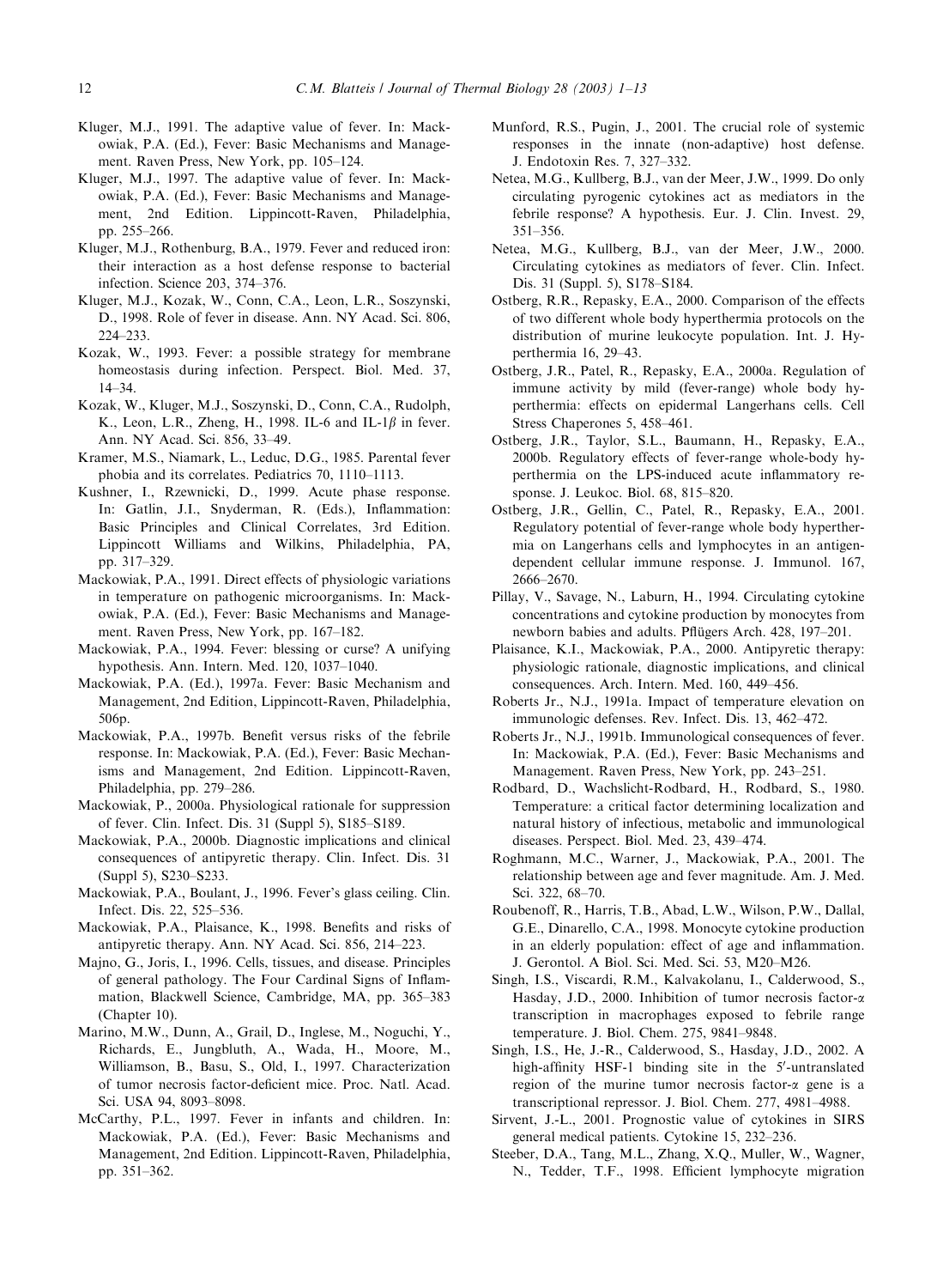Kluger, M.J., 1991. The adaptive value of fever. In: Mackowiak, P.A. (Ed.), Fever: Basic Mechanisms and Management. Raven Press, New York, pp. 105–124.

Kluger, M.J., 1997. The adaptive value of fever. In: Mackowiak, P.A. (Ed.), Fever: Basic Mechanisms and Management, 2nd Edition. Lippincott-Raven, Philadelphia, pp. 255–266.

Kluger, M.J., Rothenburg, B.A., 1979. Fever and reduced iron: their interaction as a host defense response to bacterial infection. Science 203, 374–376.

Kluger, M.J., Kozak, W., Conn, C.A., Leon, L.R., Soszynski, D., 1998. Role of fever in disease. Ann. NY Acad. Sci. 806, 224–233.

Kozak, W., 1993. Fever: a possible strategy for membrane homeostasis during infection. Perspect. Biol. Med. 37, 14–34.

Kozak, W., Kluger, M.J., Soszynski, D., Conn, C.A., Rudolph, K., Leon, L.R., Zheng, H., 1998. IL-6 and IL-1$\beta$ in fever. Ann. NY Acad. Sci. 856, 33–49.

Kramer, M.S., Niamark, L., Leduc, D.G., 1985. Parental fever phobia and its correlates. Pediatrics 70, 1110–1113.

Kushner, I., Rzewnicki, D., 1999. Acute phase response. In: Gatlin, J.I., Snyderman, R. (Eds.), Inflammation: Basic Principles and Clinical Correlates, 3rd Edition. Lippincott Williams and Wilkins, Philadelphia, PA, pp. 317–329.

Mackowiak, P.A., 1991. Direct effects of physiologic variations in temperature on pathogenic microorganisms. In: Mackowiak, P.A. (Ed.), Fever: Basic Mechanisms and Management. Raven Press, New York, pp. 167–182.

Mackowiak, P.A., 1994. Fever: blessing or curse? A unifying hypothesis. Ann. Intern. Med. 120, 1037–1040.

Mackowiak, P.A. (Ed.), 1997a. Fever: Basic Mechanism and Management, 2nd Edition, Lippincott-Raven, Philadelphia, 506p.

Mackowiak, P.A., 1997b. Benefit versus risks of the febrile response. In: Mackowiak, P.A. (Ed.), Fever: Basic Mechanisms and Management, 2nd Edition. Lippincott-Raven, Philadelphia, pp. 279–286.

Mackowiak, P., 2000a. Physiological rationale for suppression of fever. Clin. Infect. Dis. 31 (Suppl 5), S185–S189.

Mackowiak, P.A., 2000b. Diagnostic implications and clinical consequences of antipyretic therapy. Clin. Infect. Dis. 31 (Suppl 5), S230–S233.

Mackowiak, P.A., Boulant, J., 1996. Fever's glass ceiling. Clin. Infect. Dis. 22, 525–536.

Mackowiak, P.A., Plaisance, K., 1998. Benefits and risks of antipyretic therapy. Ann. NY Acad. Sci. 856, 214–223.

Majno, G., Joris, I., 1996. Cells, tissues, and disease. Principles of general pathology. The Four Cardinal Signs of Inflammation, Blackwell Science, Cambridge, MA, pp. 365–383 (Chapter 10).

Marino, M.W., Dunn, A., Grail, D., Inglese, M., Noguchi, Y., Richards, E., Jungbluth, A., Wada, H., Moore, M., Williamson, B., Basu, S., Old, I., 1997. Characterization of tumor necrosis factor-deficient mice. Proc. Natl. Acad. Sci. USA 94, 8093–8098.

McCarthy, P.L., 1997. Fever in infants and children. In: Mackowiak, P.A. (Ed.), Fever: Basic Mechanisms and Management, 2nd Edition. Lippincott-Raven, Philadelphia, pp. 351–362.

Munford, R.S., Pugin, J., 2001. The crucial role of systemic responses in the innate (non-adaptive) host defense. J. Endotoxin Res. 7, 327–332.

Netea, M.G., Kullberg, B.J., van der Meer, J.W., 1999. Do only circulating pyrogenic cytokines act as mediators in the febrile response? A hypothesis. Eur. J. Clin. Invest. 29, 351–356.

Netea, M.G., Kullberg, B.J., van der Meer, J.W., 2000. Circulating cytokines as mediators of fever. Clin. Infect. Dis. 31 (Suppl. 5), S178–S184.

Ostberg, R.R., Repasky, E.A., 2000. Comparison of the effects of two different whole body hyperthermia protocols on the distribution of murine leukocyte population. Int. J. Hyperthermia 16, 29–43.

Ostberg, J.R., Patel, R., Repasky, E.A., 2000a. Regulation of immune activity by mild (fever-range) whole body hyperthermia: effects on epidermal Langerhans cells. Cell Stress Chaperones 5, 458–461.

Ostberg, J.R., Taylor, S.L., Baumann, H., Repasky, E.A., 2000b. Regulatory effects of fever-range whole-body hyperthermia on the LPS-induced acute inflammatory response. J. Leukoc. Biol. 68, 815–820.

Ostberg, J.R., Gellin, C., Patel, R., Repasky, E.A., 2001. Regulatory potential of fever-range whole body hyperthermia on Langerhans cells and lymphocytes in an antigen-dependent cellular immune response. J. Immunol. 167, 2666–2670.

Pillay, V., Savage, N., Laburn, H., 1994. Circulating cytokine concentrations and cytokine production by monocytes from newborn babies and adults. Pflügers Arch. 428, 197–201.

Plaisance, K.I., Mackowiak, P.A., 2000. Antipyretic therapy: physiologic rationale, diagnostic implications, and clinical consequences. Arch. Intern. Med. 160, 449–456.

Roberts Jr., N.J., 1991a. Impact of temperature elevation on immunologic defenses. Rev. Infect. Dis. 13, 462–472.

Roberts Jr., N.J., 1991b. Immunological consequences of fever. In: Mackowiak, P.A. (Ed.), Fever: Basic Mechanisms and Management. Raven Press, New York, pp. 243–251.

Rodbard, D., Wachslicht-Rodbard, H., Rodbard, S., 1980. Temperature: a critical factor determining localization and natural history of infectious, metabolic and immunological diseases. Perspect. Biol. Med. 23, 439–474.

Roghmann, M.C., Warner, J., Mackowiak, P.A., 2001. The relationship between age and fever magnitude. Am. J. Med. Sci. 322, 68–70.

Roubenoff, R., Harris, T.B., Abad, L.W., Wilson, P.W., Dallal, G.E., Dinarello, C.A., 1998. Monocyte cytokine production in an elderly population: effect of age and inflammation. J. Gerontol. A Biol. Sci. Med. Sci. 53, M20–M26.

Singh, I.S., Viscardi, R.M., Kalvakolanu, I., Calderwood, S., Hasday, J.D., 2000. Inhibition of tumor necrosis factor-$\alpha$ transcription in macrophages exposed to febrile range temperature. J. Biol. Chem. 275, 9841–9848.

Singh, I.S., He, J.-R., Calderwood, S., Hasday, J.D., 2002. A high-affinity HSF-1 binding site in the 5′-untranslated region of the murine tumor necrosis factor-$\alpha$ gene is a transcriptional repressor. J. Biol. Chem. 277, 4981–4988.

Sirvent, J.-L., 2001. Prognostic value of cytokines in SIRS general medical patients. Cytokine 15, 232–236.

Steeber, D.A., Tang, M.L., Zhang, X.Q., Muller, W., Wagner, N., Tedder, T.F., 1998. Efficient lymphocyte migration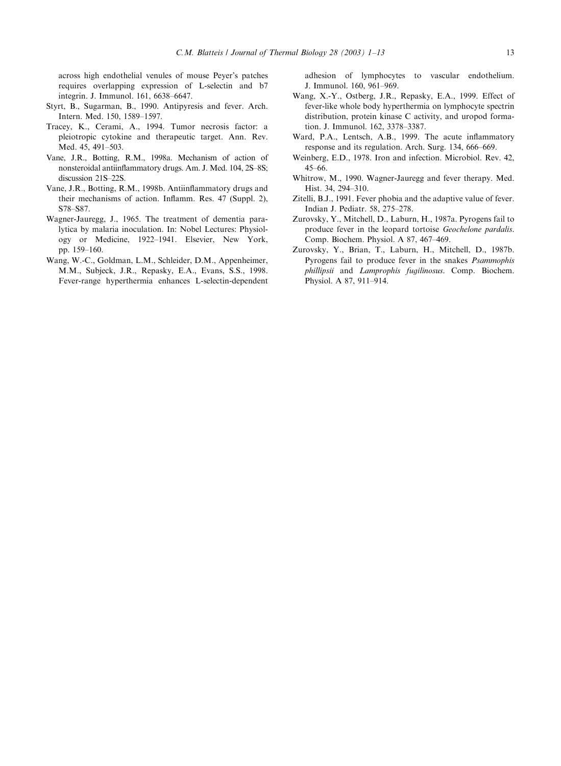across high endothelial venules of mouse Peyer's patches requires overlapping expression of L-selectin and b7 integrin. J. Immunol. 161, 6638–6647.

Styrt, B., Sugarman, B., 1990. Antipyresis and fever. Arch. Intern. Med. 150, 1589–1597.

Tracey, K., Cerami, A., 1994. Tumor necrosis factor: a pleiotropic cytokine and therapeutic target. Ann. Rev. Med. 45, 491–503.

Vane, J.R., Botting, R.M., 1998a. Mechanism of action of nonsteroidal antiinflammatory drugs. Am. J. Med. 104, 2S–8S; discussion 21S–22S.

Vane, J.R., Botting, R.M., 1998b. Antiinflammatory drugs and their mechanisms of action. Inflamm. Res. 47 (Suppl. 2), S78–S87.

Wagner-Jauregg, J., 1965. The treatment of dementia paralytica by malaria inoculation. In: Nobel Lectures: Physiology or Medicine, 1922–1941. Elsevier, New York, pp. 159–160.

Wang, W.-C., Goldman, L.M., Schleider, D.M., Appenheimer, M.M., Subjeck, J.R., Repasky, E.A., Evans, S.S., 1998. Fever-range hyperthermia enhances L-selectin-dependent adhesion of lymphocytes to vascular endothelium. J. Immunol. 160, 961–969.

Wang, X.-Y., Ostberg, J.R., Repasky, E.A., 1999. Effect of fever-like whole body hyperthermia on lymphocyte spectrin distribution, protein kinase C activity, and uropod formation. J. Immunol. 162, 3378–3387.

Ward, P.A., Lentsch, A.B., 1999. The acute inflammatory response and its regulation. Arch. Surg. 134, 666–669.

Weinberg, E.D., 1978. Iron and infection. Microbiol. Rev. 42, 45–66.

Whitrow, M., 1990. Wagner-Jauregg and fever therapy. Med. Hist. 34, 294–310.

Zitelli, B.J., 1991. Fever phobia and the adaptive value of fever. Indian J. Pediatr. 58, 275–278.

Zurovsky, Y., Mitchell, D., Laburn, H., 1987a. Pyrogens fail to produce fever in the leopard tortoise *Geochelone pardalis*. Comp. Biochem. Physiol. A 87, 467–469.

Zurovsky, Y., Brian, T., Laburn, H., Mitchell, D., 1987b. Pyrogens fail to produce fever in the snakes *Psammophis phillipsii* and *Lamprophis fugilinosus*. Comp. Biochem. Physiol. A 87, 911–914.